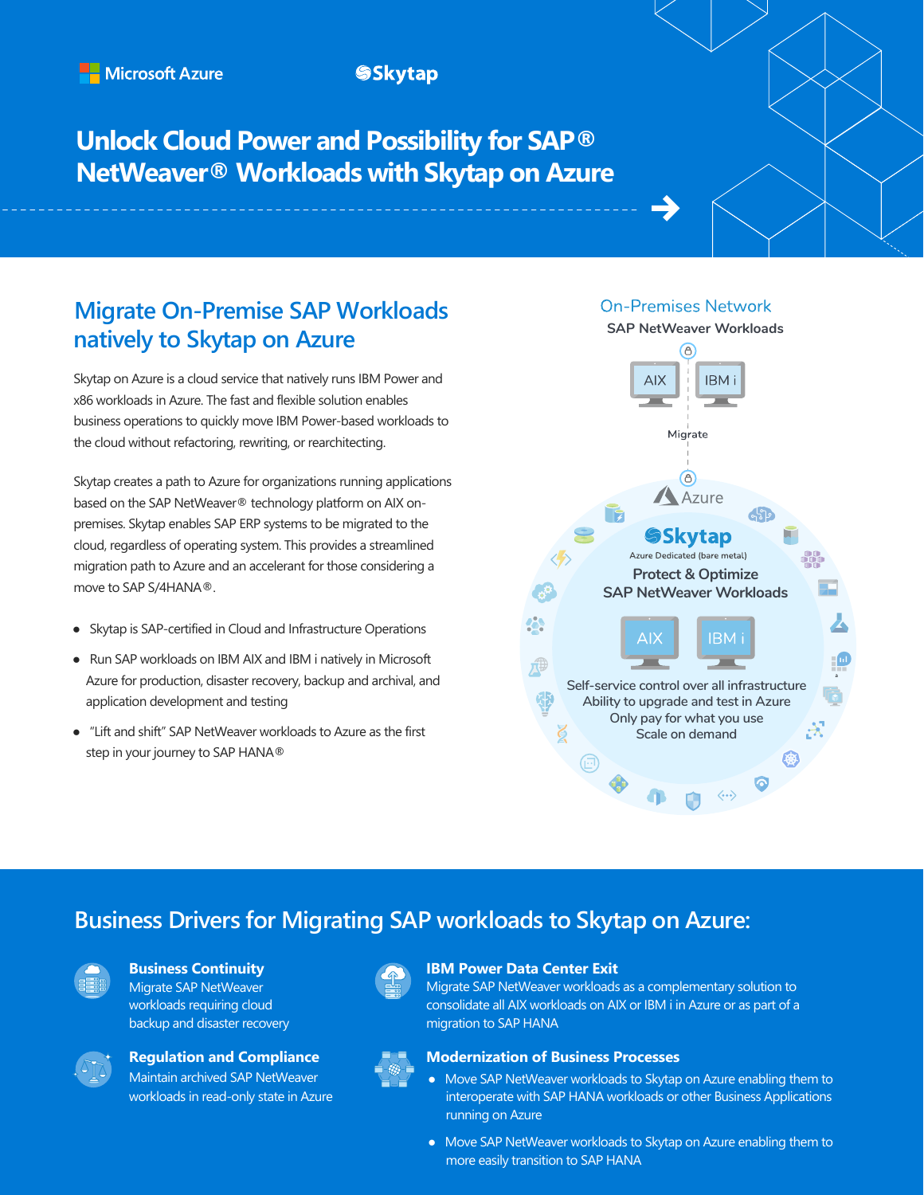Microsoft Azure | Skytap

# Unlock Cloud Power and Possibility for SAP® NetWeaver® Workloads with Skytap on Azure

## Migrate On-Premise SAP Workloads natively to Skytap on Azure

Skytap on Azure is a cloud service that natively runs IBM Power and x86 workloads in Azure. The fast and flexible solution enables business operations to quickly move IBM Power-based workloads to the cloud without refactoring, rewriting, or rearchitecting.

Skytap creates a path to Azure for organizations running applications based on the SAP NetWeaver® technology platform on AIX on-premises. Skytap enables SAP ERP systems to be migrated to the cloud, regardless of operating system. This provides a streamlined migration path to Azure and an accelerant for those considering a move to SAP S/4HANA®.

- Skytap is SAP-certified in Cloud and Infrastructure Operations
- Run SAP workloads on IBM AIX and IBM i natively in Microsoft Azure for production, disaster recovery, backup and archival, and application development and testing
- "Lift and shift" SAP NetWeaver workloads to Azure as the first step in your journey to SAP HANA®

On-Premises Network
SAP NetWeaver Workloads
AIX | IBM i
Migrate
Azure
Skytap
Azure Dedicated (bare metal)
Protect & Optimize SAP NetWeaver Workloads
AIX | IBM i
Self-service control over all infrastructure
Ability to upgrade and test in Azure
Only pay for what you use
Scale on demand

## Business Drivers for Migrating SAP workloads to Skytap on Azure:

**Business Continuity**
Migrate SAP NetWeaver workloads requiring cloud backup and disaster recovery

**Regulation and Compliance**
Maintain archived SAP NetWeaver workloads in read-only state in Azure

**IBM Power Data Center Exit**
Migrate SAP NetWeaver workloads as a complementary solution to consolidate all AIX workloads on AIX or IBM i in Azure or as part of a migration to SAP HANA

**Modernization of Business Processes**
- Move SAP NetWeaver workloads to Skytap on Azure enabling them to interoperate with SAP HANA workloads or other Business Applications running on Azure
- Move SAP NetWeaver workloads to Skytap on Azure enabling them to more easily transition to SAP HANA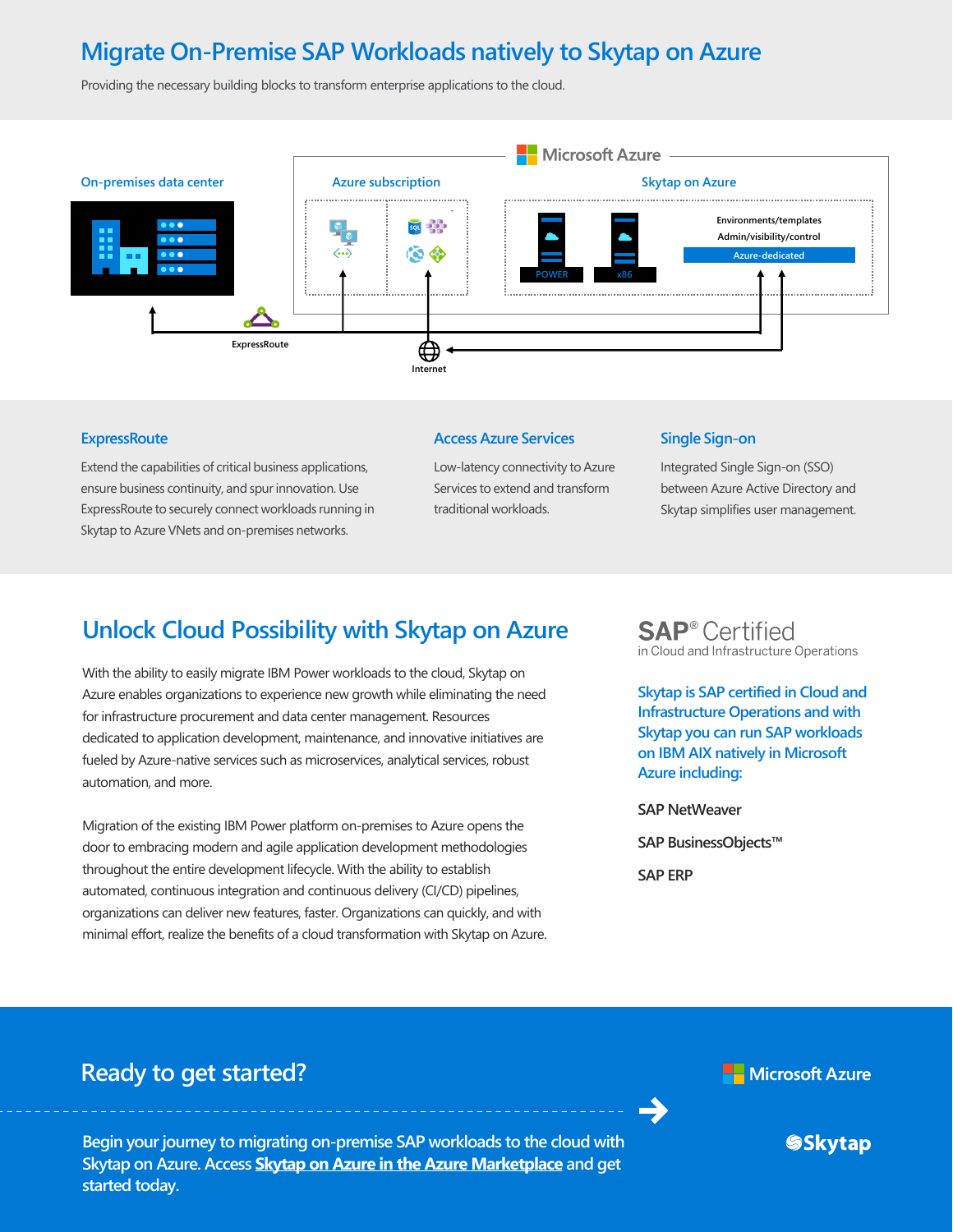# Migrate On-Premise SAP Workloads natively to Skytap on Azure

Providing the necessary building blocks to transform enterprise applications to the cloud.

Microsoft Azure

On-premises data center

Azure subscription

Skytap on Azure

POWER

x86

Environments/templates

Admin/visibility/control

Azure-dedicated

ExpressRoute

Internet

### ExpressRoute

Extend the capabilities of critical business applications, ensure business continuity, and spur innovation. Use ExpressRoute to securely connect workloads running in Skytap to Azure VNets and on-premises networks.

### Access Azure Services

Low-latency connectivity to Azure Services to extend and transform traditional workloads.

### Single Sign-on

Integrated Single Sign-on (SSO) between Azure Active Directory and Skytap simplifies user management.

## Unlock Cloud Possibility with Skytap on Azure

With the ability to easily migrate IBM Power workloads to the cloud, Skytap on Azure enables organizations to experience new growth while eliminating the need for infrastructure procurement and data center management. Resources dedicated to application development, maintenance, and innovative initiatives are fueled by Azure-native services such as microservices, analytical services, robust automation, and more.

Migration of the existing IBM Power platform on-premises to Azure opens the door to embracing modern and agile application development methodologies throughout the entire development lifecycle. With the ability to establish automated, continuous integration and continuous delivery (CI/CD) pipelines, organizations can deliver new features, faster. Organizations can quickly, and with minimal effort, realize the benefits of a cloud transformation with Skytap on Azure.

**SAP® Certified**
in Cloud and Infrastructure Operations

Skytap is SAP certified in Cloud and Infrastructure Operations and with Skytap you can run SAP workloads on IBM AIX natively in Microsoft Azure including:

SAP NetWeaver

SAP BusinessObjects™

SAP ERP

## Ready to get started?

Begin your journey to migrating on-premise SAP workloads to the cloud with Skytap on Azure. Access **Skytap on Azure in the Azure Marketplace** and get started today.

Microsoft Azure

Skytap